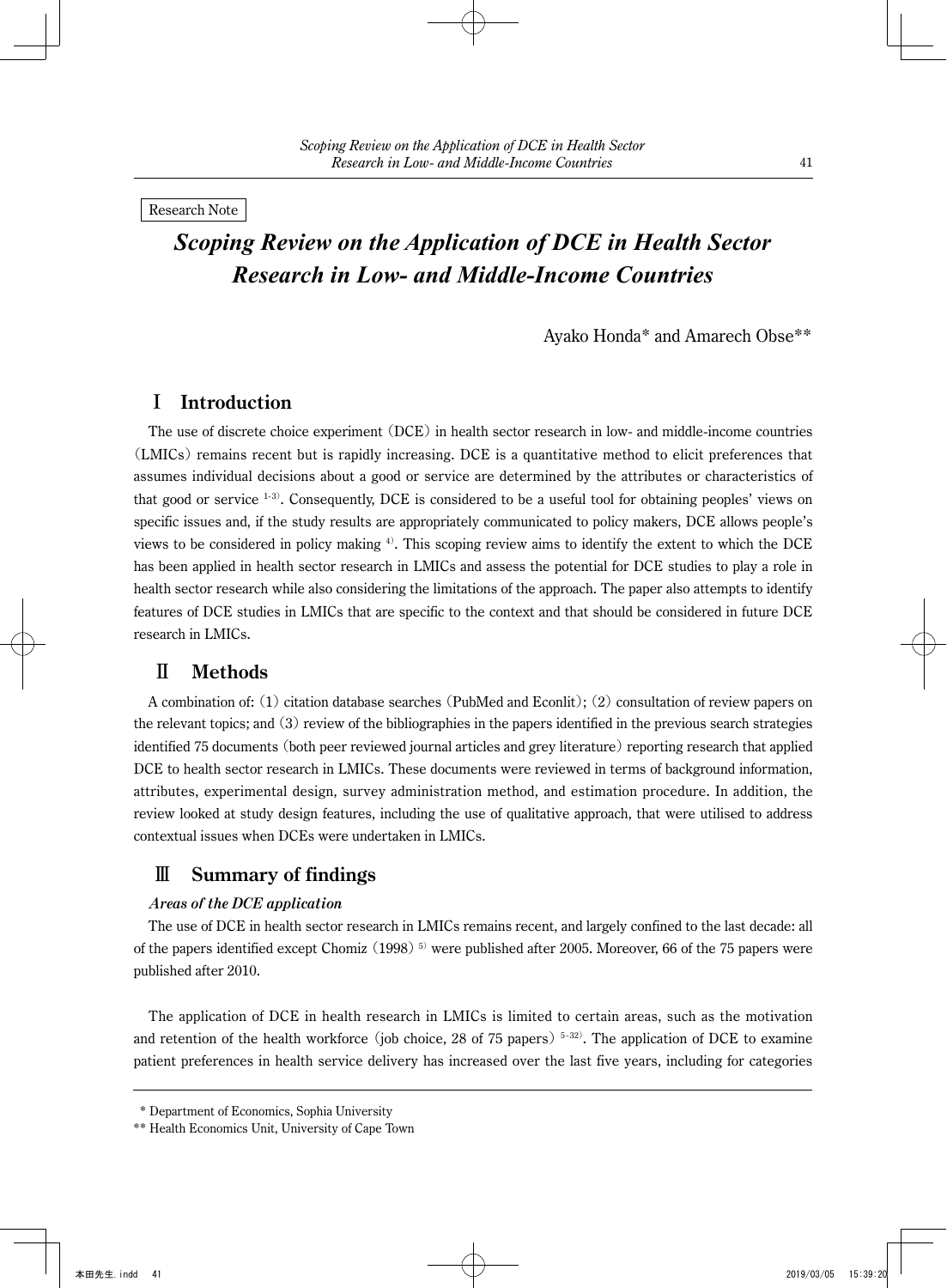Research Note

# *Scoping Review on the Application of DCE in Health Sector Research in Low- and Middle-Income Countries*

Ayako Honda* and Amarech Obse**

## Ⅰ Introduction

The use of discrete choice experiment (DCE) in health sector research in low- and middle-income countries (LMICs) remains recent but is rapidly increasing. DCE is a quantitative method to elicit preferences that assumes individual decisions about a good or service are determined by the attributes or characteristics of that good or service [1-3]. Consequently, DCE is considered to be a useful tool for obtaining peoples' views on specific issues and, if the study results are appropriately communicated to policy makers, DCE allows people's views to be considered in policy making [4]. This scoping review aims to identify the extent to which the DCE has been applied in health sector research in LMICs and assess the potential for DCE studies to play a role in health sector research while also considering the limitations of the approach. The paper also attempts to identify features of DCE studies in LMICs that are specific to the context and that should be considered in future DCE research in LMICs.

## Ⅱ Methods

A combination of: (1) citation database searches (PubMed and Econlit); (2) consultation of review papers on the relevant topics; and (3) review of the bibliographies in the papers identified in the previous search strategies identified 75 documents (both peer reviewed journal articles and grey literature) reporting research that applied DCE to health sector research in LMICs. These documents were reviewed in terms of background information, attributes, experimental design, survey administration method, and estimation procedure. In addition, the review looked at study design features, including the use of qualitative approach, that were utilised to address contextual issues when DCEs were undertaken in LMICs.

## Ⅲ Summary of findings

### *Areas of the DCE application*

The use of DCE in health sector research in LMICs remains recent, and largely confined to the last decade: all of the papers identified except Chomiz (1998) [5] were published after 2005. Moreover, 66 of the 75 papers were published after 2010.

The application of DCE in health research in LMICs is limited to certain areas, such as the motivation and retention of the health workforce (job choice, 28 of 75 papers) [5-32]. The application of DCE to examine patient preferences in health service delivery has increased over the last five years, including for categories

---

\* Department of Economics, Sophia University

\*\* Health Economics Unit, University of Cape Town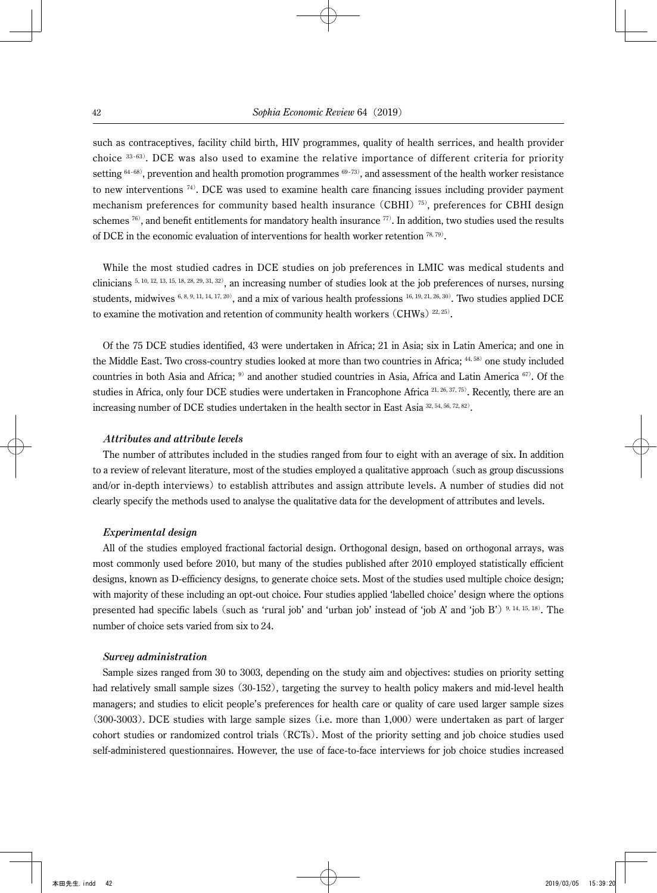such as contraceptives, facility child birth, HIV programmes, quality of health serrices, and health provider choice [33-63]. DCE was also used to examine the relative importance of different criteria for priority setting [64-68], prevention and health promotion programmes [69-73], and assessment of the health worker resistance to new interventions [74]. DCE was used to examine health care financing issues including provider payment mechanism preferences for community based health insurance (CBHI) [75], preferences for CBHI design schemes [76], and benefit entitlements for mandatory health insurance [77]. In addition, two studies used the results of DCE in the economic evaluation of interventions for health worker retention [78, 79].

While the most studied cadres in DCE studies on job preferences in LMIC was medical students and clinicians [5, 10, 12, 13, 15, 18, 28, 29, 31, 32], an increasing number of studies look at the job preferences of nurses, nursing students, midwives [6, 8, 9, 11, 14, 17, 20], and a mix of various health professions [16, 19, 21, 26, 30]. Two studies applied DCE to examine the motivation and retention of community health workers (CHWs) [22, 25].

Of the 75 DCE studies identified, 43 were undertaken in Africa; 21 in Asia; six in Latin America; and one in the Middle East. Two cross-country studies looked at more than two countries in Africa; [44, 58] one study included countries in both Asia and Africa; [9] and another studied countries in Asia, Africa and Latin America [67]. Of the studies in Africa, only four DCE studies were undertaken in Francophone Africa [21, 26, 37, 75]. Recently, there are an increasing number of DCE studies undertaken in the health sector in East Asia [32, 54, 56, 72, 82].

### *Attributes and attribute levels*

The number of attributes included in the studies ranged from four to eight with an average of six. In addition to a review of relevant literature, most of the studies employed a qualitative approach (such as group discussions and/or in-depth interviews) to establish attributes and assign attribute levels. A number of studies did not clearly specify the methods used to analyse the qualitative data for the development of attributes and levels.

### *Experimental design*

All of the studies employed fractional factorial design. Orthogonal design, based on orthogonal arrays, was most commonly used before 2010, but many of the studies published after 2010 employed statistically efficient designs, known as D-efficiency designs, to generate choice sets. Most of the studies used multiple choice design; with majority of these including an opt-out choice. Four studies applied 'labelled choice' design where the options presented had specific labels (such as 'rural job' and 'urban job' instead of 'job A' and 'job B') [9, 14, 15, 18]. The number of choice sets varied from six to 24.

### *Survey administration*

Sample sizes ranged from 30 to 3003, depending on the study aim and objectives: studies on priority setting had relatively small sample sizes (30-152), targeting the survey to health policy makers and mid-level health managers; and studies to elicit people's preferences for health care or quality of care used larger sample sizes (300-3003). DCE studies with large sample sizes (i.e. more than 1,000) were undertaken as part of larger cohort studies or randomized control trials (RCTs). Most of the priority setting and job choice studies used self-administered questionnaires. However, the use of face-to-face interviews for job choice studies increased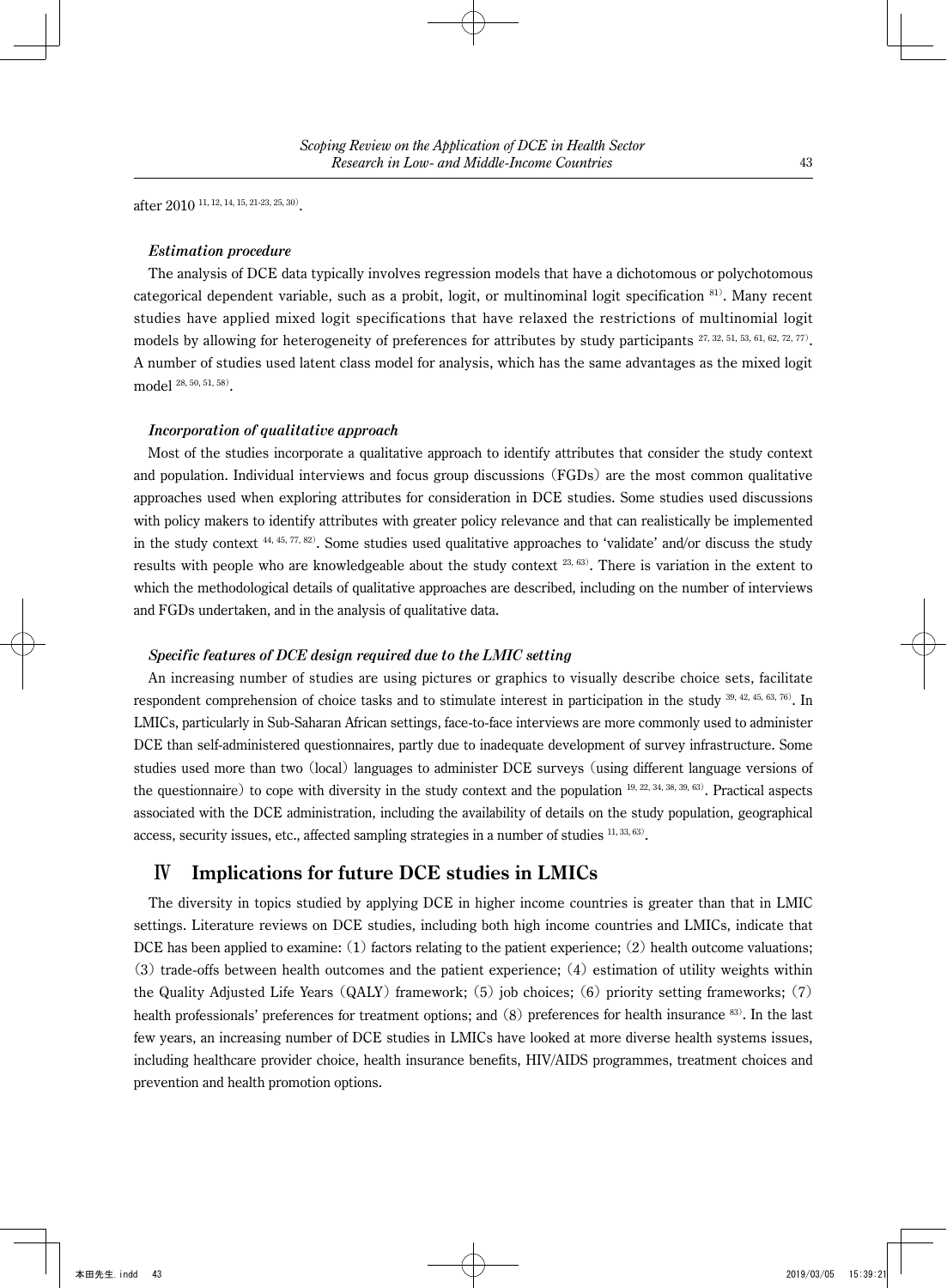after 2010 [11, 12, 14, 15, 21-23, 25, 30].

### *Estimation procedure*

The analysis of DCE data typically involves regression models that have a dichotomous or polychotomous categorical dependent variable, such as a probit, logit, or multinominal logit specification [81]. Many recent studies have applied mixed logit specifications that have relaxed the restrictions of multinomial logit models by allowing for heterogeneity of preferences for attributes by study participants [27, 32, 51, 53, 61, 62, 72, 77]. A number of studies used latent class model for analysis, which has the same advantages as the mixed logit model [28, 50, 51, 58].

### *Incorporation of qualitative approach*

Most of the studies incorporate a qualitative approach to identify attributes that consider the study context and population. Individual interviews and focus group discussions (FGDs) are the most common qualitative approaches used when exploring attributes for consideration in DCE studies. Some studies used discussions with policy makers to identify attributes with greater policy relevance and that can realistically be implemented in the study context [44, 45, 77, 82]. Some studies used qualitative approaches to 'validate' and/or discuss the study results with people who are knowledgeable about the study context [23, 63]. There is variation in the extent to which the methodological details of qualitative approaches are described, including on the number of interviews and FGDs undertaken, and in the analysis of qualitative data.

### *Specific features of DCE design required due to the LMIC setting*

An increasing number of studies are using pictures or graphics to visually describe choice sets, facilitate respondent comprehension of choice tasks and to stimulate interest in participation in the study [39, 42, 45, 63, 76]. In LMICs, particularly in Sub-Saharan African settings, face-to-face interviews are more commonly used to administer DCE than self-administered questionnaires, partly due to inadequate development of survey infrastructure. Some studies used more than two (local) languages to administer DCE surveys (using different language versions of the questionnaire) to cope with diversity in the study context and the population [19, 22, 34, 38, 39, 63]. Practical aspects associated with the DCE administration, including the availability of details on the study population, geographical access, security issues, etc., affected sampling strategies in a number of studies [11, 33, 63].

## Ⅳ Implications for future DCE studies in LMICs

The diversity in topics studied by applying DCE in higher income countries is greater than that in LMIC settings. Literature reviews on DCE studies, including both high income countries and LMICs, indicate that DCE has been applied to examine: (1) factors relating to the patient experience; (2) health outcome valuations; (3) trade-offs between health outcomes and the patient experience; (4) estimation of utility weights within the Quality Adjusted Life Years (QALY) framework; (5) job choices; (6) priority setting frameworks; (7) health professionals' preferences for treatment options; and (8) preferences for health insurance [83]. In the last few years, an increasing number of DCE studies in LMICs have looked at more diverse health systems issues, including healthcare provider choice, health insurance benefits, HIV/AIDS programmes, treatment choices and prevention and health promotion options.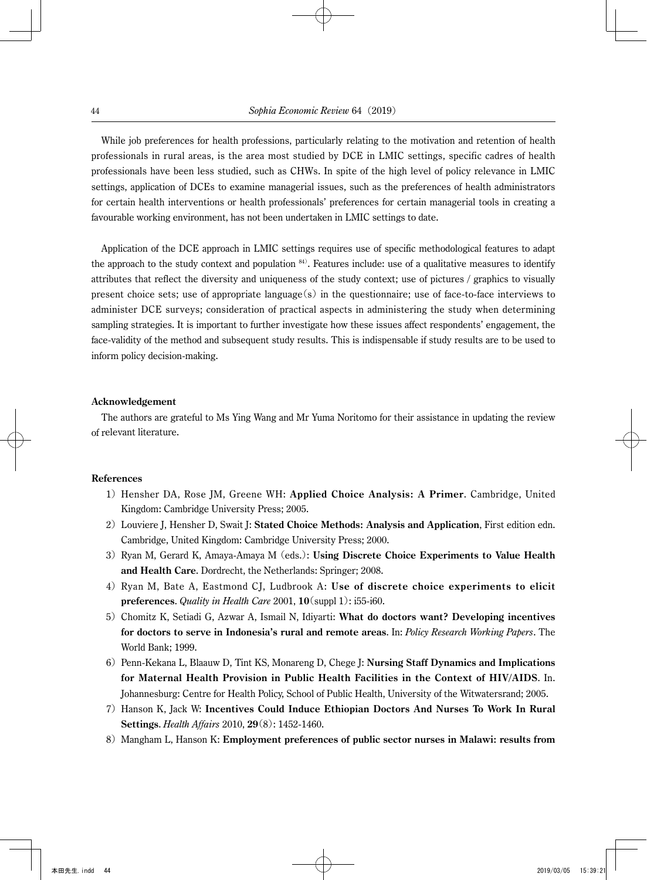While job preferences for health professions, particularly relating to the motivation and retention of health professionals in rural areas, is the area most studied by DCE in LMIC settings, specific cadres of health professionals have been less studied, such as CHWs. In spite of the high level of policy relevance in LMIC settings, application of DCEs to examine managerial issues, such as the preferences of health administrators for certain health interventions or health professionals' preferences for certain managerial tools in creating a favourable working environment, has not been undertaken in LMIC settings to date.

Application of the DCE approach in LMIC settings requires use of specific methodological features to adapt the approach to the study context and population [84]. Features include: use of a qualitative measures to identify attributes that reflect the diversity and uniqueness of the study context; use of pictures / graphics to visually present choice sets; use of appropriate language(s) in the questionnaire; use of face-to-face interviews to administer DCE surveys; consideration of practical aspects in administering the study when determining sampling strategies. It is important to further investigate how these issues affect respondents' engagement, the face-validity of the method and subsequent study results. This is indispensable if study results are to be used to inform policy decision-making.

### Acknowledgement

The authors are grateful to Ms Ying Wang and Mr Yuma Noritomo for their assistance in updating the review of relevant literature.

### References

1) Hensher DA, Rose JM, Greene WH: **Applied Choice Analysis: A Primer**. Cambridge, United Kingdom: Cambridge University Press; 2005.
2) Louviere J, Hensher D, Swait J: **Stated Choice Methods: Analysis and Application**, First edition edn. Cambridge, United Kingdom: Cambridge University Press; 2000.
3) Ryan M, Gerard K, Amaya-Amaya M (eds.): **Using Discrete Choice Experiments to Value Health and Health Care**. Dordrecht, the Netherlands: Springer; 2008.
4) Ryan M, Bate A, Eastmond CJ, Ludbrook A: **Use of discrete choice experiments to elicit preferences**. *Quality in Health Care* 2001, **10**(suppl 1): i55-i60.
5) Chomitz K, Setiadi G, Azwar A, Ismail N, Idiyarti: **What do doctors want? Developing incentives for doctors to serve in Indonesia's rural and remote areas**. In: *Policy Research Working Papers*. The World Bank; 1999.
6) Penn-Kekana L, Blaauw D, Tint KS, Monareng D, Chege J: **Nursing Staff Dynamics and Implications for Maternal Health Provision in Public Health Facilities in the Context of HIV/AIDS**. In. Johannesburg: Centre for Health Policy, School of Public Health, University of the Witwatersrand; 2005.
7) Hanson K, Jack W: **Incentives Could Induce Ethiopian Doctors And Nurses To Work In Rural Settings**. *Health Affairs* 2010, **29**(8): 1452-1460.
8) Mangham L, Hanson K: **Employment preferences of public sector nurses in Malawi: results from**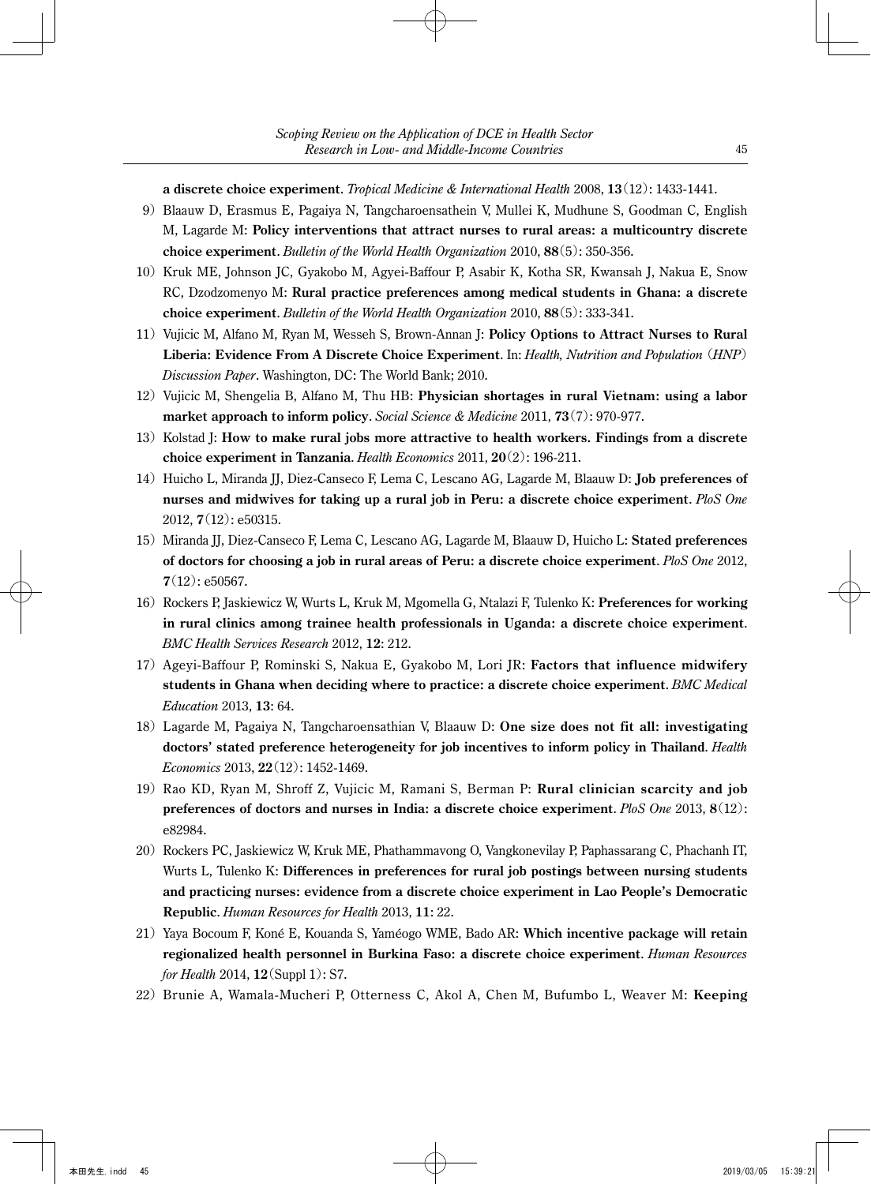**a discrete choice experiment**. *Tropical Medicine & International Health* 2008, **13**(12): 1433-1441.

9) Blaauw D, Erasmus E, Pagaiya N, Tangcharoensathein V, Mullei K, Mudhune S, Goodman C, English M, Lagarde M: **Policy interventions that attract nurses to rural areas: a multicountry discrete choice experiment**. *Bulletin of the World Health Organization* 2010, **88**(5): 350-356.

10) Kruk ME, Johnson JC, Gyakobo M, Agyei-Baffour P, Asabir K, Kotha SR, Kwansah J, Nakua E, Snow RC, Dzodzomenyo M: **Rural practice preferences among medical students in Ghana: a discrete choice experiment**. *Bulletin of the World Health Organization* 2010, **88**(5): 333-341.

11) Vujicic M, Alfano M, Ryan M, Wesseh S, Brown-Annan J: **Policy Options to Attract Nurses to Rural Liberia: Evidence From A Discrete Choice Experiment**. In: *Health, Nutrition and Population (HNP) Discussion Paper*. Washington, DC: The World Bank; 2010.

12) Vujicic M, Shengelia B, Alfano M, Thu HB: **Physician shortages in rural Vietnam: using a labor market approach to inform policy**. *Social Science & Medicine* 2011, **73**(7): 970-977.

13) Kolstad J: **How to make rural jobs more attractive to health workers. Findings from a discrete choice experiment in Tanzania**. *Health Economics* 2011, **20**(2): 196-211.

14) Huicho L, Miranda JJ, Diez-Canseco F, Lema C, Lescano AG, Lagarde M, Blaauw D: **Job preferences of nurses and midwives for taking up a rural job in Peru: a discrete choice experiment**. *PloS One* 2012, **7**(12): e50315.

15) Miranda JJ, Diez-Canseco F, Lema C, Lescano AG, Lagarde M, Blaauw D, Huicho L: **Stated preferences of doctors for choosing a job in rural areas of Peru: a discrete choice experiment**. *PloS One* 2012, **7**(12): e50567.

16) Rockers P, Jaskiewicz W, Wurts L, Kruk M, Mgomella G, Ntalazi F, Tulenko K: **Preferences for working in rural clinics among trainee health professionals in Uganda: a discrete choice experiment**. *BMC Health Services Research* 2012, **12**: 212.

17) Ageyi-Baffour P, Rominski S, Nakua E, Gyakobo M, Lori JR: **Factors that influence midwifery students in Ghana when deciding where to practice: a discrete choice experiment**. *BMC Medical Education* 2013, **13**: 64.

18) Lagarde M, Pagaiya N, Tangcharoensathian V, Blaauw D: **One size does not fit all: investigating doctors' stated preference heterogeneity for job incentives to inform policy in Thailand**. *Health Economics* 2013, **22**(12): 1452-1469.

19) Rao KD, Ryan M, Shroff Z, Vujicic M, Ramani S, Berman P: **Rural clinician scarcity and job preferences of doctors and nurses in India: a discrete choice experiment**. *PloS One* 2013, **8**(12): e82984.

20) Rockers PC, Jaskiewicz W, Kruk ME, Phathammavong O, Vangkonevilay P, Paphassarang C, Phachanh IT, Wurts L, Tulenko K: **Differences in preferences for rural job postings between nursing students and practicing nurses: evidence from a discrete choice experiment in Lao People's Democratic Republic**. *Human Resources for Health* 2013, **11**: 22.

21) Yaya Bocoum F, Koné E, Kouanda S, Yaméogo WME, Bado AR: **Which incentive package will retain regionalized health personnel in Burkina Faso: a discrete choice experiment**. *Human Resources for Health* 2014, **12**(Suppl 1): S7.

22) Brunie A, Wamala-Mucheri P, Otterness C, Akol A, Chen M, Bufumbo L, Weaver M: **Keeping**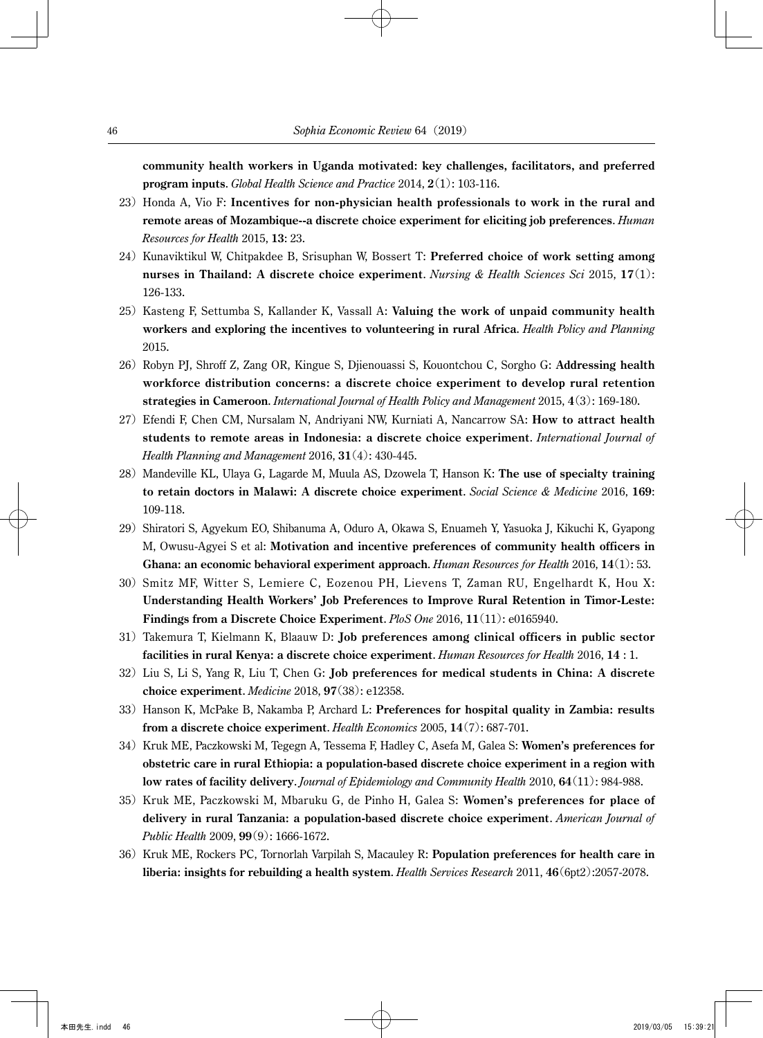**community health workers in Uganda motivated: key challenges, facilitators, and preferred program inputs**. *Global Health Science and Practice* 2014, **2**(1): 103-116.

23) Honda A, Vio F: **Incentives for non-physician health professionals to work in the rural and remote areas of Mozambique--a discrete choice experiment for eliciting job preferences**. *Human Resources for Health* 2015, **13**: 23.

24) Kunaviktikul W, Chitpakdee B, Srisuphan W, Bossert T: **Preferred choice of work setting among nurses in Thailand: A discrete choice experiment**. *Nursing & Health Sciences Sci* 2015, **17**(1): 126-133.

25) Kasteng F, Settumba S, Kallander K, Vassall A: **Valuing the work of unpaid community health workers and exploring the incentives to volunteering in rural Africa**. *Health Policy and Planning* 2015.

26) Robyn PJ, Shroff Z, Zang OR, Kingue S, Djienouassi S, Kouontchou C, Sorgho G: **Addressing health workforce distribution concerns: a discrete choice experiment to develop rural retention strategies in Cameroon**. *International Journal of Health Policy and Management* 2015, **4**(3): 169-180.

27) Efendi F, Chen CM, Nursalam N, Andriyani NW, Kurniati A, Nancarrow SA: **How to attract health students to remote areas in Indonesia: a discrete choice experiment**. *International Journal of Health Planning and Management* 2016, **31**(4): 430-445.

28) Mandeville KL, Ulaya G, Lagarde M, Muula AS, Dzowela T, Hanson K: **The use of specialty training to retain doctors in Malawi: A discrete choice experiment**. *Social Science & Medicine* 2016, **169**: 109-118.

29) Shiratori S, Agyekum EO, Shibanuma A, Oduro A, Okawa S, Enuameh Y, Yasuoka J, Kikuchi K, Gyapong M, Owusu-Agyei S et al: **Motivation and incentive preferences of community health officers in Ghana: an economic behavioral experiment approach**. *Human Resources for Health* 2016, **14**(1): 53.

30) Smitz MF, Witter S, Lemiere C, Eozenou PH, Lievens T, Zaman RU, Engelhardt K, Hou X: **Understanding Health Workers' Job Preferences to Improve Rural Retention in Timor-Leste: Findings from a Discrete Choice Experiment**. *PloS One* 2016, **11**(11): e0165940.

31) Takemura T, Kielmann K, Blaauw D: **Job preferences among clinical officers in public sector facilities in rural Kenya: a discrete choice experiment**. *Human Resources for Health* 2016, **14** : 1.

32) Liu S, Li S, Yang R, Liu T, Chen G: **Job preferences for medical students in China: A discrete choice experiment**. *Medicine* 2018, **97**(38): e12358.

33) Hanson K, McPake B, Nakamba P, Archard L: **Preferences for hospital quality in Zambia: results from a discrete choice experiment**. *Health Economics* 2005, **14**(7): 687-701.

34) Kruk ME, Paczkowski M, Tegegn A, Tessema F, Hadley C, Asefa M, Galea S: **Women's preferences for obstetric care in rural Ethiopia: a population-based discrete choice experiment in a region with low rates of facility delivery**. *Journal of Epidemiology and Community Health* 2010, **64**(11): 984-988.

35) Kruk ME, Paczkowski M, Mbaruku G, de Pinho H, Galea S: **Women's preferences for place of delivery in rural Tanzania: a population-based discrete choice experiment**. *American Journal of Public Health* 2009, **99**(9): 1666-1672.

36) Kruk ME, Rockers PC, Tornorlah Varpilah S, Macauley R: **Population preferences for health care in liberia: insights for rebuilding a health system**. *Health Services Research* 2011, **46**(6pt2):2057-2078.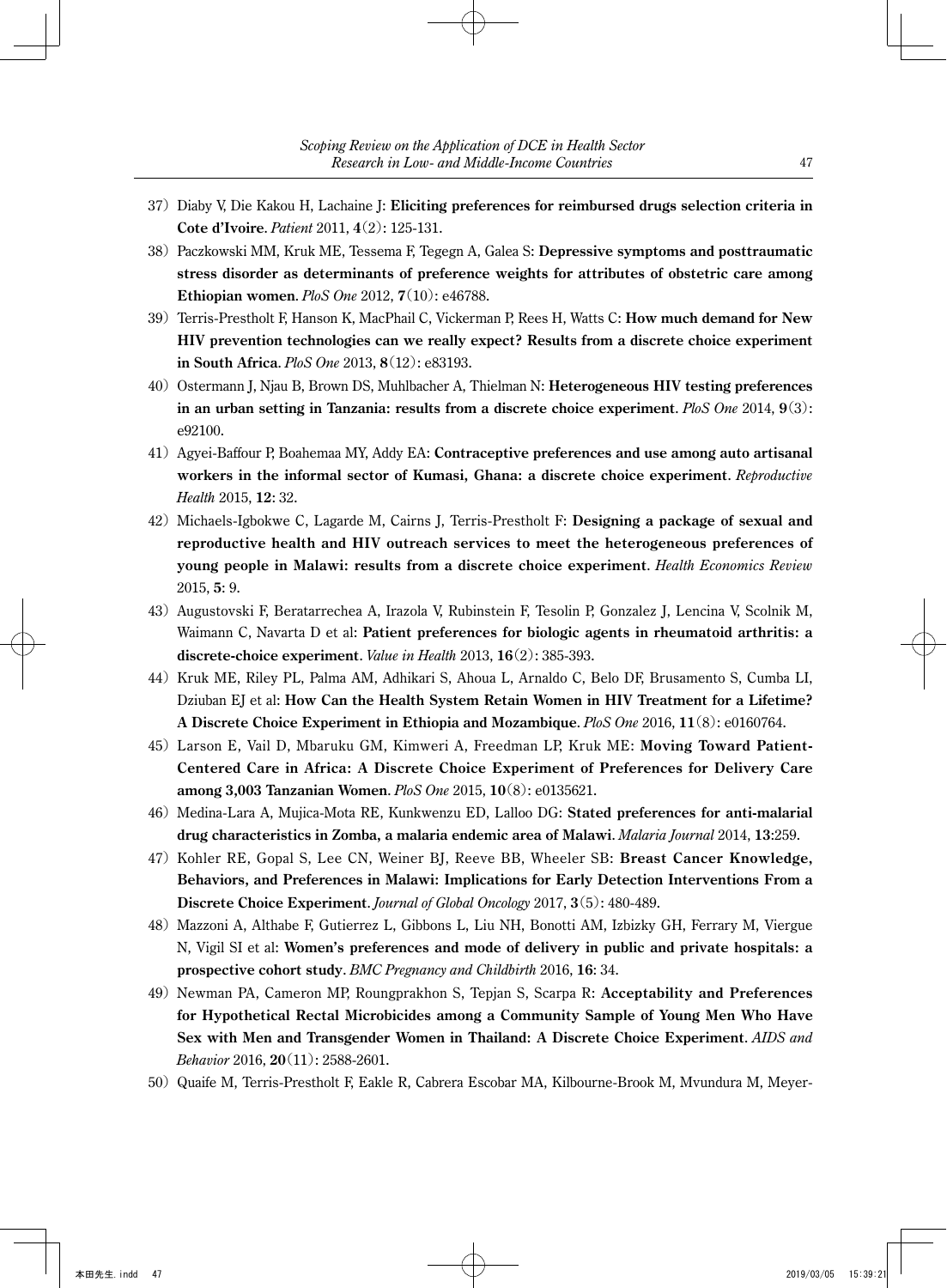37) Diaby V, Die Kakou H, Lachaine J: **Eliciting preferences for reimbursed drugs selection criteria in Cote d'Ivoire**. *Patient* 2011, **4**(2): 125-131.

38) Paczkowski MM, Kruk ME, Tessema F, Tegegn A, Galea S: **Depressive symptoms and posttraumatic stress disorder as determinants of preference weights for attributes of obstetric care among Ethiopian women**. *PloS One* 2012, **7**(10): e46788.

39) Terris-Prestholt F, Hanson K, MacPhail C, Vickerman P, Rees H, Watts C: **How much demand for New HIV prevention technologies can we really expect? Results from a discrete choice experiment in South Africa**. *PloS One* 2013, **8**(12): e83193.

40) Ostermann J, Njau B, Brown DS, Muhlbacher A, Thielman N: **Heterogeneous HIV testing preferences in an urban setting in Tanzania: results from a discrete choice experiment**. *PloS One* 2014, **9**(3): e92100.

41) Agyei-Baffour P, Boahemaa MY, Addy EA: **Contraceptive preferences and use among auto artisanal workers in the informal sector of Kumasi, Ghana: a discrete choice experiment**. *Reproductive Health* 2015, **12**: 32.

42) Michaels-Igbokwe C, Lagarde M, Cairns J, Terris-Prestholt F: **Designing a package of sexual and reproductive health and HIV outreach services to meet the heterogeneous preferences of young people in Malawi: results from a discrete choice experiment**. *Health Economics Review* 2015, **5**: 9.

43) Augustovski F, Beratarrechea A, Irazola V, Rubinstein F, Tesolin P, Gonzalez J, Lencina V, Scolnik M, Waimann C, Navarta D et al: **Patient preferences for biologic agents in rheumatoid arthritis: a discrete-choice experiment**. *Value in Health* 2013, **16**(2): 385-393.

44) Kruk ME, Riley PL, Palma AM, Adhikari S, Ahoua L, Arnaldo C, Belo DF, Brusamento S, Cumba LI, Dziuban EJ et al: **How Can the Health System Retain Women in HIV Treatment for a Lifetime? A Discrete Choice Experiment in Ethiopia and Mozambique**. *PloS One* 2016, **11**(8): e0160764.

45) Larson E, Vail D, Mbaruku GM, Kimweri A, Freedman LP, Kruk ME: **Moving Toward Patient-Centered Care in Africa: A Discrete Choice Experiment of Preferences for Delivery Care among 3,003 Tanzanian Women**. *PloS One* 2015, **10**(8): e0135621.

46) Medina-Lara A, Mujica-Mota RE, Kunkwenzu ED, Lalloo DG: **Stated preferences for anti-malarial drug characteristics in Zomba, a malaria endemic area of Malawi**. *Malaria Journal* 2014, **13**:259.

47) Kohler RE, Gopal S, Lee CN, Weiner BJ, Reeve BB, Wheeler SB: **Breast Cancer Knowledge, Behaviors, and Preferences in Malawi: Implications for Early Detection Interventions From a Discrete Choice Experiment**. *Journal of Global Oncology* 2017, **3**(5): 480-489.

48) Mazzoni A, Althabe F, Gutierrez L, Gibbons L, Liu NH, Bonotti AM, Izbizky GH, Ferrary M, Viergue N, Vigil SI et al: **Women's preferences and mode of delivery in public and private hospitals: a prospective cohort study**. *BMC Pregnancy and Childbirth* 2016, **16**: 34.

49) Newman PA, Cameron MP, Roungprakhon S, Tepjan S, Scarpa R: **Acceptability and Preferences for Hypothetical Rectal Microbicides among a Community Sample of Young Men Who Have Sex with Men and Transgender Women in Thailand: A Discrete Choice Experiment**. *AIDS and Behavior* 2016, **20**(11): 2588-2601.

50) Quaife M, Terris-Prestholt F, Eakle R, Cabrera Escobar MA, Kilbourne-Brook M, Mvundura M, Meyer-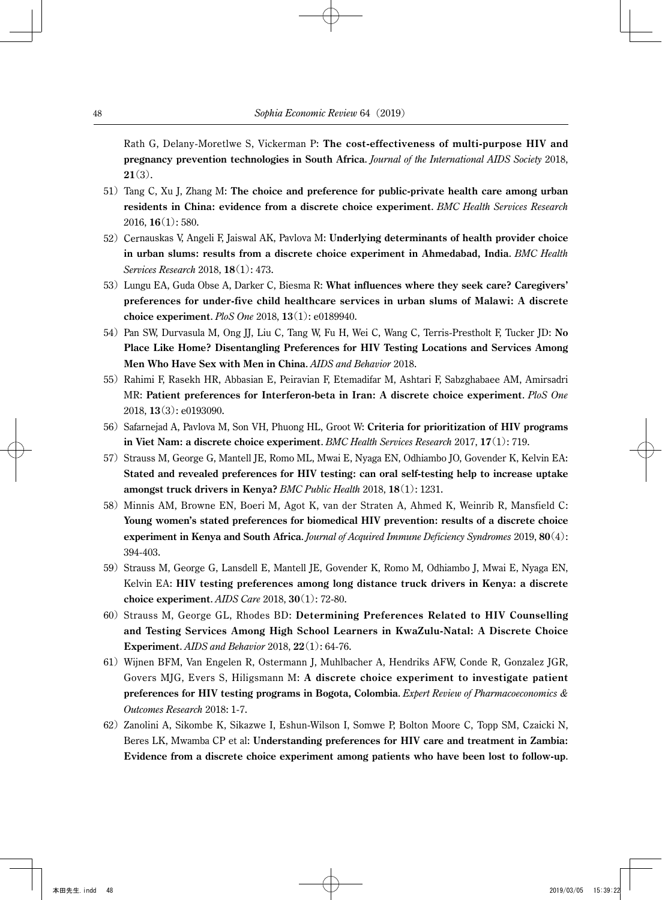Rath G, Delany-Moretlwe S, Vickerman P: **The cost-effectiveness of multi-purpose HIV and pregnancy prevention technologies in South Africa**. *Journal of the International AIDS Society* 2018, **21**(3).

51) Tang C, Xu J, Zhang M: **The choice and preference for public-private health care among urban residents in China: evidence from a discrete choice experiment**. *BMC Health Services Research* 2016, **16**(1): 580.

52) Cernauskas V, Angeli F, Jaiswal AK, Pavlova M: **Underlying determinants of health provider choice in urban slums: results from a discrete choice experiment in Ahmedabad, India**. *BMC Health Services Research* 2018, **18**(1): 473.

53) Lungu EA, Guda Obse A, Darker C, Biesma R: **What influences where they seek care? Caregivers' preferences for under-five child healthcare services in urban slums of Malawi: A discrete choice experiment**. *PloS One* 2018, **13**(1): e0189940.

54) Pan SW, Durvasula M, Ong JJ, Liu C, Tang W, Fu H, Wei C, Wang C, Terris-Prestholt F, Tucker JD: **No Place Like Home? Disentangling Preferences for HIV Testing Locations and Services Among Men Who Have Sex with Men in China**. *AIDS and Behavior* 2018.

55) Rahimi F, Rasekh HR, Abbasian E, Peiravian F, Etemadifar M, Ashtari F, Sabzghabaee AM, Amirsadri MR: **Patient preferences for Interferon-beta in Iran: A discrete choice experiment**. *PloS One* 2018, **13**(3): e0193090.

56) Safarnejad A, Pavlova M, Son VH, Phuong HL, Groot W: **Criteria for prioritization of HIV programs in Viet Nam: a discrete choice experiment**. *BMC Health Services Research* 2017, **17**(1): 719.

57) Strauss M, George G, Mantell JE, Romo ML, Mwai E, Nyaga EN, Odhiambo JO, Govender K, Kelvin EA: **Stated and revealed preferences for HIV testing: can oral self-testing help to increase uptake amongst truck drivers in Kenya?** *BMC Public Health* 2018, **18**(1): 1231.

58) Minnis AM, Browne EN, Boeri M, Agot K, van der Straten A, Ahmed K, Weinrib R, Mansfield C: **Young women's stated preferences for biomedical HIV prevention: results of a discrete choice experiment in Kenya and South Africa**. *Journal of Acquired Immune Deficiency Syndromes* 2019, **80**(4): 394-403.

59) Strauss M, George G, Lansdell E, Mantell JE, Govender K, Romo M, Odhiambo J, Mwai E, Nyaga EN, Kelvin EA: **HIV testing preferences among long distance truck drivers in Kenya: a discrete choice experiment**. *AIDS Care* 2018, **30**(1): 72-80.

60) Strauss M, George GL, Rhodes BD: **Determining Preferences Related to HIV Counselling and Testing Services Among High School Learners in KwaZulu-Natal: A Discrete Choice Experiment**. *AIDS and Behavior* 2018, **22**(1): 64-76.

61) Wijnen BFM, Van Engelen R, Ostermann J, Muhlbacher A, Hendriks AFW, Conde R, Gonzalez JGR, Govers MJG, Evers S, Hiligsmann M: **A discrete choice experiment to investigate patient preferences for HIV testing programs in Bogota, Colombia**. *Expert Review of Pharmacoeconomics & Outcomes Research* 2018: 1-7.

62) Zanolini A, Sikombe K, Sikazwe I, Eshun-Wilson I, Somwe P, Bolton Moore C, Topp SM, Czaicki N, Beres LK, Mwamba CP et al: **Understanding preferences for HIV care and treatment in Zambia: Evidence from a discrete choice experiment among patients who have been lost to follow-up**.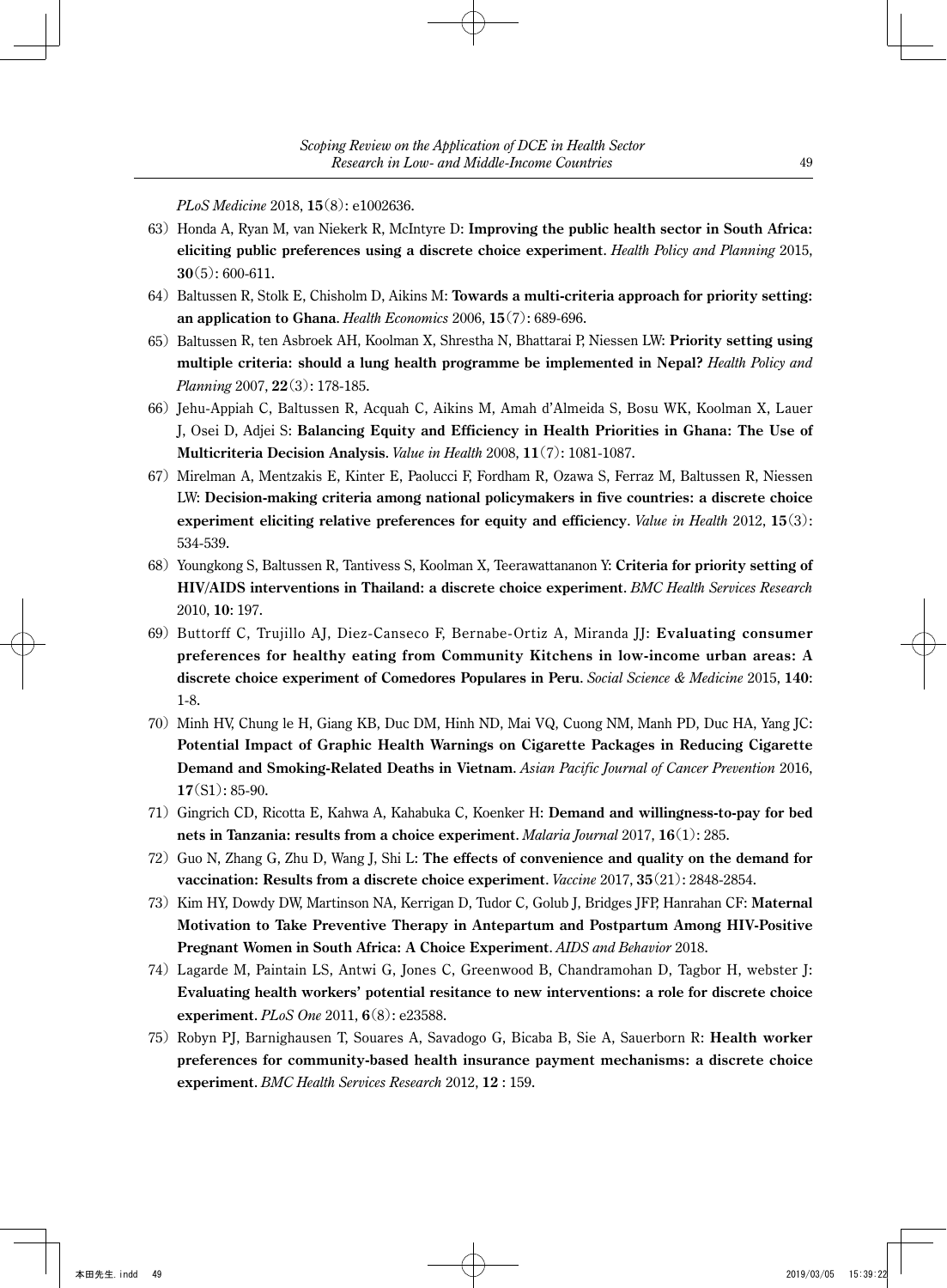*PLoS Medicine* 2018, **15**(8): e1002636.

63) Honda A, Ryan M, van Niekerk R, McIntyre D: **Improving the public health sector in South Africa: eliciting public preferences using a discrete choice experiment**. *Health Policy and Planning* 2015, **30**(5): 600-611.

64) Baltussen R, Stolk E, Chisholm D, Aikins M: **Towards a multi-criteria approach for priority setting: an application to Ghana**. *Health Economics* 2006, **15**(7): 689-696.

65) Baltussen R, ten Asbroek AH, Koolman X, Shrestha N, Bhattarai P, Niessen LW: **Priority setting using multiple criteria: should a lung health programme be implemented in Nepal?** *Health Policy and Planning* 2007, **22**(3): 178-185.

66) Jehu-Appiah C, Baltussen R, Acquah C, Aikins M, Amah d'Almeida S, Bosu WK, Koolman X, Lauer J, Osei D, Adjei S: **Balancing Equity and Efficiency in Health Priorities in Ghana: The Use of Multicriteria Decision Analysis**. *Value in Health* 2008, **11**(7): 1081-1087.

67) Mirelman A, Mentzakis E, Kinter E, Paolucci F, Fordham R, Ozawa S, Ferraz M, Baltussen R, Niessen LW: **Decision-making criteria among national policymakers in five countries: a discrete choice experiment eliciting relative preferences for equity and efficiency**. *Value in Health* 2012, **15**(3): 534-539.

68) Youngkong S, Baltussen R, Tantivess S, Koolman X, Teerawattananon Y: **Criteria for priority setting of HIV/AIDS interventions in Thailand: a discrete choice experiment**. *BMC Health Services Research* 2010, **10**: 197.

69) Buttorff C, Trujillo AJ, Diez-Canseco F, Bernabe-Ortiz A, Miranda JJ: **Evaluating consumer preferences for healthy eating from Community Kitchens in low-income urban areas: A discrete choice experiment of Comedores Populares in Peru**. *Social Science & Medicine* 2015, **140**: 1-8.

70) Minh HV, Chung le H, Giang KB, Duc DM, Hinh ND, Mai VQ, Cuong NM, Manh PD, Duc HA, Yang JC: **Potential Impact of Graphic Health Warnings on Cigarette Packages in Reducing Cigarette Demand and Smoking-Related Deaths in Vietnam**. *Asian Pacific Journal of Cancer Prevention* 2016, **17**(S1): 85-90.

71) Gingrich CD, Ricotta E, Kahwa A, Kahabuka C, Koenker H: **Demand and willingness-to-pay for bed nets in Tanzania: results from a choice experiment**. *Malaria Journal* 2017, **16**(1): 285.

72) Guo N, Zhang G, Zhu D, Wang J, Shi L: **The effects of convenience and quality on the demand for vaccination: Results from a discrete choice experiment**. *Vaccine* 2017, **35**(21): 2848-2854.

73) Kim HY, Dowdy DW, Martinson NA, Kerrigan D, Tudor C, Golub J, Bridges JFP, Hanrahan CF: **Maternal Motivation to Take Preventive Therapy in Antepartum and Postpartum Among HIV-Positive Pregnant Women in South Africa: A Choice Experiment**. *AIDS and Behavior* 2018.

74) Lagarde M, Paintain LS, Antwi G, Jones C, Greenwood B, Chandramohan D, Tagbor H, webster J: **Evaluating health workers' potential resitance to new interventions: a role for discrete choice experiment**. *PLoS One* 2011, **6**(8): e23588.

75) Robyn PJ, Barnighausen T, Souares A, Savadogo G, Bicaba B, Sie A, Sauerborn R: **Health worker preferences for community-based health insurance payment mechanisms: a discrete choice experiment**. *BMC Health Services Research* 2012, **12** : 159.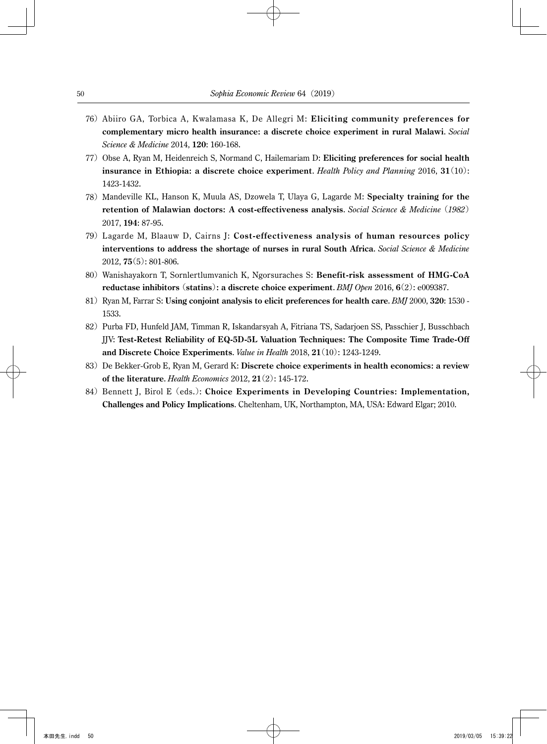76) Abiiro GA, Torbica A, Kwalamasa K, De Allegri M: **Eliciting community preferences for complementary micro health insurance: a discrete choice experiment in rural Malawi**. *Social Science & Medicine* 2014, **120**: 160-168.

77) Obse A, Ryan M, Heidenreich S, Normand C, Hailemariam D: **Eliciting preferences for social health insurance in Ethiopia: a discrete choice experiment**. *Health Policy and Planning* 2016, **31**(10): 1423-1432.

78) Mandeville KL, Hanson K, Muula AS, Dzowela T, Ulaya G, Lagarde M: **Specialty training for the retention of Malawian doctors: A cost-effectiveness analysis**. *Social Science & Medicine (1982)* 2017, **194**: 87-95.

79) Lagarde M, Blaauw D, Cairns J: **Cost-effectiveness analysis of human resources policy interventions to address the shortage of nurses in rural South Africa**. *Social Science & Medicine* 2012, **75**(5): 801-806.

80) Wanishayakorn T, Sornlertlumvanich K, Ngorsuraches S: **Benefit-risk assessment of HMG-CoA reductase inhibitors (statins): a discrete choice experiment**. *BMJ Open* 2016, **6**(2): e009387.

81) Ryan M, Farrar S: **Using conjoint analysis to elicit preferences for health care**. *BMJ* 2000, **320**: 1530 - 1533.

82) Purba FD, Hunfeld JAM, Timman R, Iskandarsyah A, Fitriana TS, Sadarjoen SS, Passchier J, Busschbach JJV: **Test-Retest Reliability of EQ-5D-5L Valuation Techniques: The Composite Time Trade-Off and Discrete Choice Experiments**. *Value in Health* 2018, **21**(10): 1243-1249.

83) De Bekker-Grob E, Ryan M, Gerard K: **Discrete choice experiments in health economics: a review of the literature**. *Health Economics* 2012, **21**(2): 145-172.

84) Bennett J, Birol E (eds.): **Choice Experiments in Developing Countries: Implementation, Challenges and Policy Implications**. Cheltenham, UK, Northampton, MA, USA: Edward Elgar; 2010.